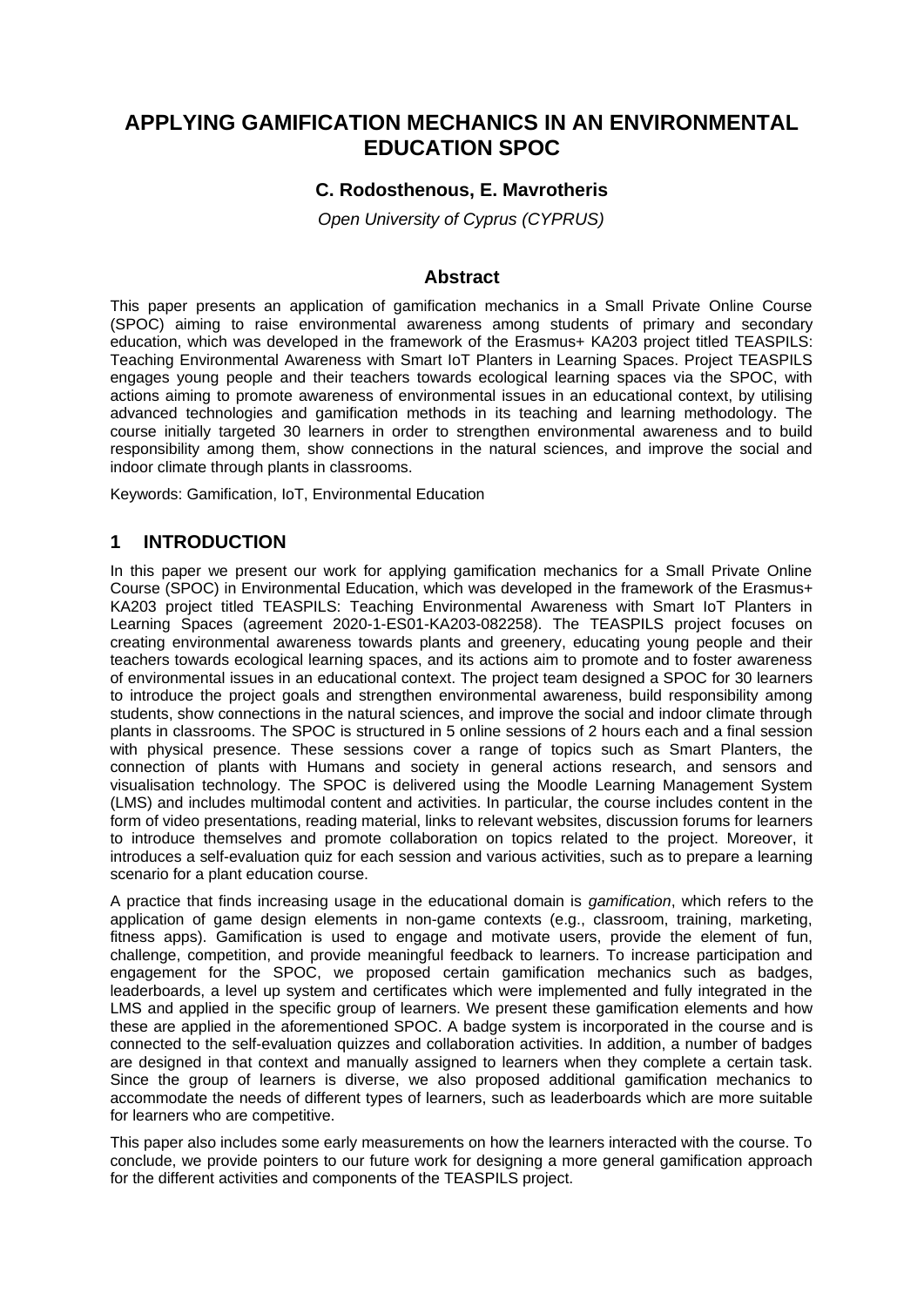# APPLYING GAMIFICATION MECHANICS IN AN ENVIRONMENTAL EDUCATION SPOC

**C. Rodosthenous, E. Mavrotheris**

*Open University of Cyprus (CYPRUS)*

## Abstract

This paper presents an application of gamification mechanics in a Small Private Online Course (SPOC) aiming to raise environmental awareness among students of primary and secondary education, which was developed in the framework of the Erasmus+ KA203 project titled TEASPILS: Teaching Environmental Awareness with Smart IoT Planters in Learning Spaces. Project TEASPILS engages young people and their teachers towards ecological learning spaces via the SPOC, with actions aiming to promote awareness of environmental issues in an educational context, by utilising advanced technologies and gamification methods in its teaching and learning methodology. The course initially targeted 30 learners in order to strengthen environmental awareness and to build responsibility among them, show connections in the natural sciences, and improve the social and indoor climate through plants in classrooms.

Keywords: Gamification, IoT, Environmental Education

## 1 INTRODUCTION

In this paper we present our work for applying gamification mechanics for a Small Private Online Course (SPOC) in Environmental Education, which was developed in the framework of the Erasmus+ KA203 project titled TEASPILS: Teaching Environmental Awareness with Smart IoT Planters in Learning Spaces (agreement 2020-1-ES01-KA203-082258). The TEASPILS project focuses on creating environmental awareness towards plants and greenery, educating young people and their teachers towards ecological learning spaces, and its actions aim to promote and to foster awareness of environmental issues in an educational context. The project team designed a SPOC for 30 learners to introduce the project goals and strengthen environmental awareness, build responsibility among students, show connections in the natural sciences, and improve the social and indoor climate through plants in classrooms. The SPOC is structured in 5 online sessions of 2 hours each and a final session with physical presence. These sessions cover a range of topics such as Smart Planters, the connection of plants with Humans and society in general actions research, and sensors and visualisation technology. The SPOC is delivered using the Moodle Learning Management System (LMS) and includes multimodal content and activities. In particular, the course includes content in the form of video presentations, reading material, links to relevant websites, discussion forums for learners to introduce themselves and promote collaboration on topics related to the project. Moreover, it introduces a self-evaluation quiz for each session and various activities, such as to prepare a learning scenario for a plant education course.

A practice that finds increasing usage in the educational domain is *gamification*, which refers to the application of game design elements in non-game contexts (e.g., classroom, training, marketing, fitness apps). Gamification is used to engage and motivate users, provide the element of fun, challenge, competition, and provide meaningful feedback to learners. To increase participation and engagement for the SPOC, we proposed certain gamification mechanics such as badges, leaderboards, a level up system and certificates which were implemented and fully integrated in the LMS and applied in the specific group of learners. We present these gamification elements and how these are applied in the aforementioned SPOC. A badge system is incorporated in the course and is connected to the self-evaluation quizzes and collaboration activities. In addition, a number of badges are designed in that context and manually assigned to learners when they complete a certain task. Since the group of learners is diverse, we also proposed additional gamification mechanics to accommodate the needs of different types of learners, such as leaderboards which are more suitable for learners who are competitive.

This paper also includes some early measurements on how the learners interacted with the course. To conclude, we provide pointers to our future work for designing a more general gamification approach for the different activities and components of the TEASPILS project.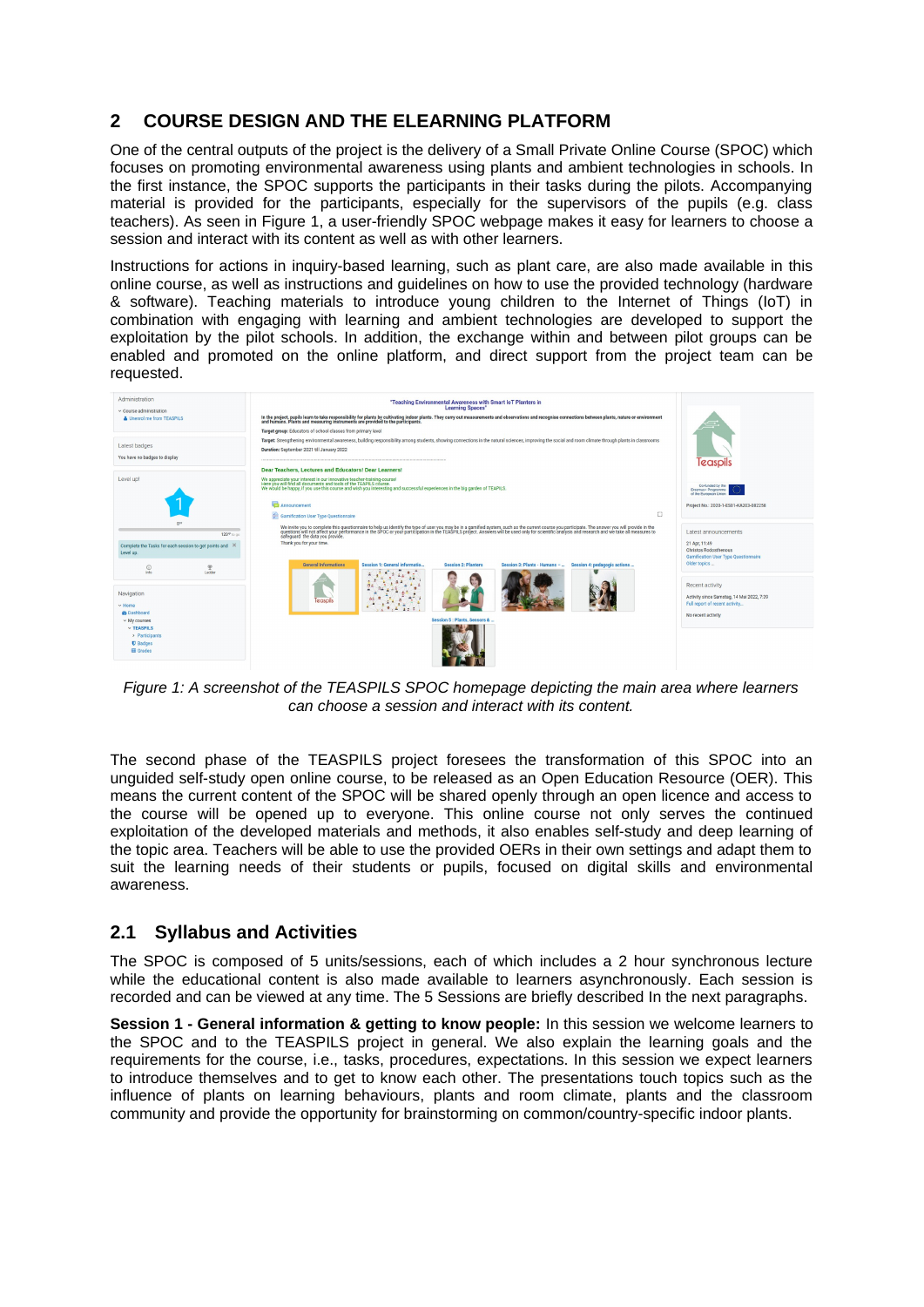## 2 COURSE DESIGN AND THE ELEARNING PLATFORM

One of the central outputs of the project is the delivery of a Small Private Online Course (SPOC) which focuses on promoting environmental awareness using plants and ambient technologies in schools. In the first instance, the SPOC supports the participants in their tasks during the pilots. Accompanying material is provided for the participants, especially for the supervisors of the pupils (e.g. class teachers). As seen in Figure 1, a user-friendly SPOC webpage makes it easy for learners to choose a session and interact with its content as well as with other learners.

Instructions for actions in inquiry-based learning, such as plant care, are also made available in this online course, as well as instructions and guidelines on how to use the provided technology (hardware & software). Teaching materials to introduce young children to the Internet of Things (IoT) in combination with engaging with learning and ambient technologies are developed to support the exploitation by the pilot schools. In addition, the exchange within and between pilot groups can be enabled and promoted on the online platform, and direct support from the project team can be requested.

*Figure 1: A screenshot of the TEASPILS SPOC homepage depicting the main area where learners can choose a session and interact with its content.*

The second phase of the TEASPILS project foresees the transformation of this SPOC into an unguided self-study open online course, to be released as an Open Education Resource (OER). This means the current content of the SPOC will be shared openly through an open licence and access to the course will be opened up to everyone. This online course not only serves the continued exploitation of the developed materials and methods, it also enables self-study and deep learning of the topic area. Teachers will be able to use the provided OERs in their own settings and adapt them to suit the learning needs of their students or pupils, focused on digital skills and environmental awareness.

### 2.1 Syllabus and Activities

The SPOC is composed of 5 units/sessions, each of which includes a 2 hour synchronous lecture while the educational content is also made available to learners asynchronously. Each session is recorded and can be viewed at any time. The 5 Sessions are briefly described In the next paragraphs.

**Session 1 - General information & getting to know people:** In this session we welcome learners to the SPOC and to the TEASPILS project in general. We also explain the learning goals and the requirements for the course, i.e., tasks, procedures, expectations. In this session we expect learners to introduce themselves and to get to know each other. The presentations touch topics such as the influence of plants on learning behaviours, plants and room climate, plants and the classroom community and provide the opportunity for brainstorming on common/country-specific indoor plants.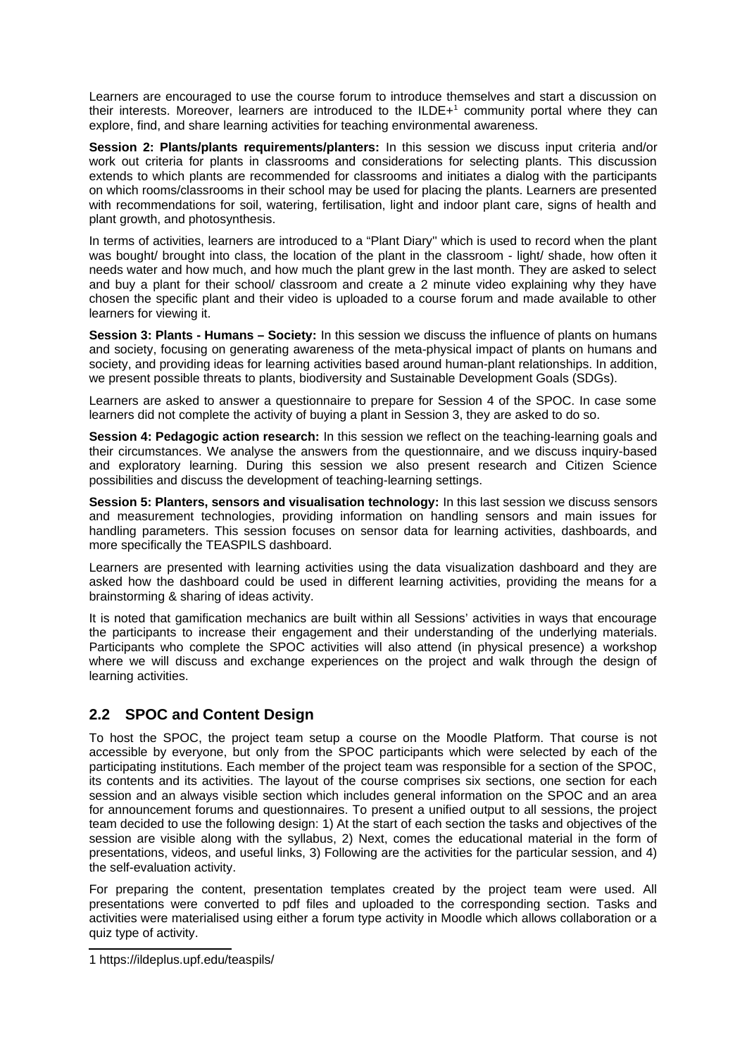Learners are encouraged to use the course forum to introduce themselves and start a discussion on their interests. Moreover, learners are introduced to the ILDE+[1] community portal where they can explore, find, and share learning activities for teaching environmental awareness.

**Session 2: Plants/plants requirements/planters:** In this session we discuss input criteria and/or work out criteria for plants in classrooms and considerations for selecting plants. This discussion extends to which plants are recommended for classrooms and initiates a dialog with the participants on which rooms/classrooms in their school may be used for placing the plants. Learners are presented with recommendations for soil, watering, fertilisation, light and indoor plant care, signs of health and plant growth, and photosynthesis.

In terms of activities, learners are introduced to a "Plant Diary'' which is used to record when the plant was bought/ brought into class, the location of the plant in the classroom - light/ shade, how often it needs water and how much, and how much the plant grew in the last month. They are asked to select and buy a plant for their school/ classroom and create a 2 minute video explaining why they have chosen the specific plant and their video is uploaded to a course forum and made available to other learners for viewing it.

**Session 3: Plants - Humans – Society:** In this session we discuss the influence of plants on humans and society, focusing on generating awareness of the meta-physical impact of plants on humans and society, and providing ideas for learning activities based around human-plant relationships. In addition, we present possible threats to plants, biodiversity and Sustainable Development Goals (SDGs).

Learners are asked to answer a questionnaire to prepare for Session 4 of the SPOC. In case some learners did not complete the activity of buying a plant in Session 3, they are asked to do so.

**Session 4: Pedagogic action research:** In this session we reflect on the teaching-learning goals and their circumstances. We analyse the answers from the questionnaire, and we discuss inquiry-based and exploratory learning. During this session we also present research and Citizen Science possibilities and discuss the development of teaching-learning settings.

**Session 5: Planters, sensors and visualisation technology:** In this last session we discuss sensors and measurement technologies, providing information on handling sensors and main issues for handling parameters. This session focuses on sensor data for learning activities, dashboards, and more specifically the TEASPILS dashboard.

Learners are presented with learning activities using the data visualization dashboard and they are asked how the dashboard could be used in different learning activities, providing the means for a brainstorming & sharing of ideas activity.

It is noted that gamification mechanics are built within all Sessions' activities in ways that encourage the participants to increase their engagement and their understanding of the underlying materials. Participants who complete the SPOC activities will also attend (in physical presence) a workshop where we will discuss and exchange experiences on the project and walk through the design of learning activities.

## 2.2 SPOC and Content Design

To host the SPOC, the project team setup a course on the Moodle Platform. That course is not accessible by everyone, but only from the SPOC participants which were selected by each of the participating institutions. Each member of the project team was responsible for a section of the SPOC, its contents and its activities. The layout of the course comprises six sections, one section for each session and an always visible section which includes general information on the SPOC and an area for announcement forums and questionnaires. To present a unified output to all sessions, the project team decided to use the following design: 1) At the start of each section the tasks and objectives of the session are visible along with the syllabus, 2) Next, comes the educational material in the form of presentations, videos, and useful links, 3) Following are the activities for the particular session, and 4) the self-evaluation activity.

For preparing the content, presentation templates created by the project team were used. All presentations were converted to pdf files and uploaded to the corresponding section. Tasks and activities were materialised using either a forum type activity in Moodle which allows collaboration or a quiz type of activity.

1 https://ildeplus.upf.edu/teaspils/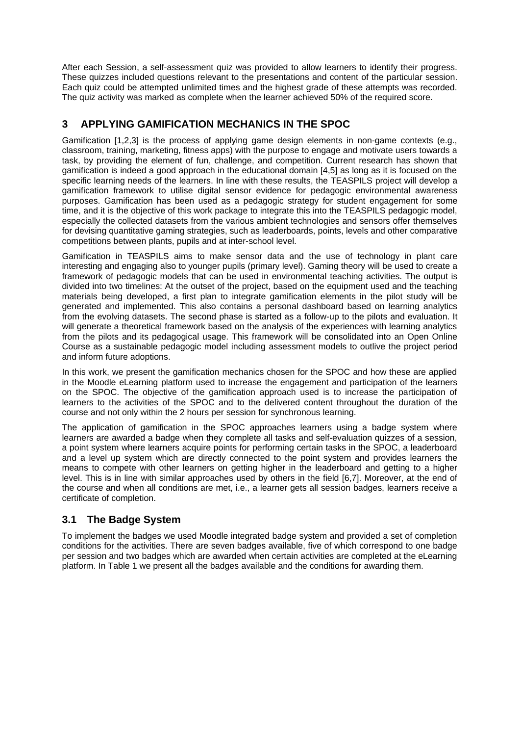After each Session, a self-assessment quiz was provided to allow learners to identify their progress. These quizzes included questions relevant to the presentations and content of the particular session. Each quiz could be attempted unlimited times and the highest grade of these attempts was recorded. The quiz activity was marked as complete when the learner achieved 50% of the required score.

## 3 APPLYING GAMIFICATION MECHANICS IN THE SPOC

Gamification [1,2,3] is the process of applying game design elements in non-game contexts (e.g., classroom, training, marketing, fitness apps) with the purpose to engage and motivate users towards a task, by providing the element of fun, challenge, and competition. Current research has shown that gamification is indeed a good approach in the educational domain [4,5] as long as it is focused on the specific learning needs of the learners. In line with these results, the TEASPILS project will develop a gamification framework to utilise digital sensor evidence for pedagogic environmental awareness purposes. Gamification has been used as a pedagogic strategy for student engagement for some time, and it is the objective of this work package to integrate this into the TEASPILS pedagogic model, especially the collected datasets from the various ambient technologies and sensors offer themselves for devising quantitative gaming strategies, such as leaderboards, points, levels and other comparative competitions between plants, pupils and at inter-school level.

Gamification in TEASPILS aims to make sensor data and the use of technology in plant care interesting and engaging also to younger pupils (primary level). Gaming theory will be used to create a framework of pedagogic models that can be used in environmental teaching activities. The output is divided into two timelines: At the outset of the project, based on the equipment used and the teaching materials being developed, a first plan to integrate gamification elements in the pilot study will be generated and implemented. This also contains a personal dashboard based on learning analytics from the evolving datasets. The second phase is started as a follow-up to the pilots and evaluation. It will generate a theoretical framework based on the analysis of the experiences with learning analytics from the pilots and its pedagogical usage. This framework will be consolidated into an Open Online Course as a sustainable pedagogic model including assessment models to outlive the project period and inform future adoptions.

In this work, we present the gamification mechanics chosen for the SPOC and how these are applied in the Moodle eLearning platform used to increase the engagement and participation of the learners on the SPOC. The objective of the gamification approach used is to increase the participation of learners to the activities of the SPOC and to the delivered content throughout the duration of the course and not only within the 2 hours per session for synchronous learning.

The application of gamification in the SPOC approaches learners using a badge system where learners are awarded a badge when they complete all tasks and self-evaluation quizzes of a session, a point system where learners acquire points for performing certain tasks in the SPOC, a leaderboard and a level up system which are directly connected to the point system and provides learners the means to compete with other learners on getting higher in the leaderboard and getting to a higher level. This is in line with similar approaches used by others in the field [6,7]. Moreover, at the end of the course and when all conditions are met, i.e., a learner gets all session badges, learners receive a certificate of completion.

### 3.1 The Badge System

To implement the badges we used Moodle integrated badge system and provided a set of completion conditions for the activities. There are seven badges available, five of which correspond to one badge per session and two badges which are awarded when certain activities are completed at the eLearning platform. In Table 1 we present all the badges available and the conditions for awarding them.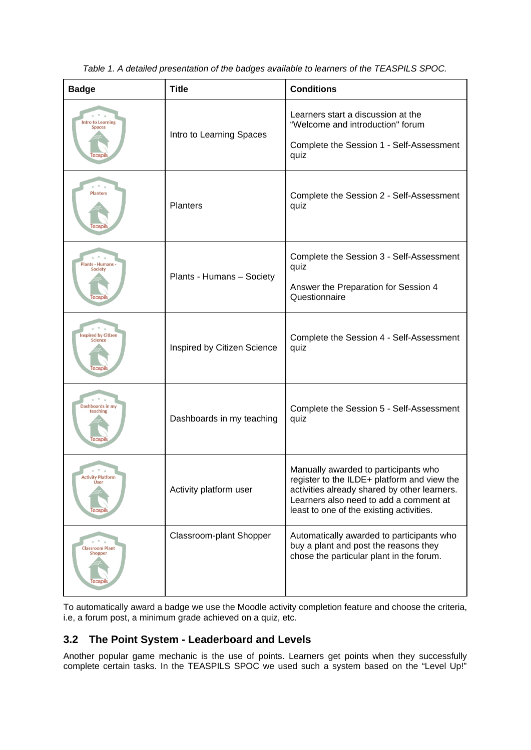*Table 1. A detailed presentation of the badges available to learners of the TEASPILS SPOC.*

| Badge | Title | Conditions |
|---|---|---|
| Intro to Learning Spaces Teaspils | Intro to Learning Spaces | Learners start a discussion at the “Welcome and introduction" forum<br><br>Complete the Session 1 - Self-Assessment quiz |
| Planters Teaspils | Planters | Complete the Session 2 - Self-Assessment quiz |
| Plants - Humans - Society Teaspils | Plants - Humans – Society | Complete the Session 3 - Self-Assessment quiz<br><br>Answer the Preparation for Session 4 Questionnaire |
| Inspired by Citizen Science Teaspils | Inspired by Citizen Science | Complete the Session 4 - Self-Assessment quiz |
| Dashboards in my teaching Teaspils | Dashboards in my teaching | Complete the Session 5 - Self-Assessment quiz |
| Activity Platform User Teaspils | Activity platform user | Manually awarded to participants who register to the ILDE+ platform and view the activities already shared by other learners. Learners also need to add a comment at least to one of the existing activities. |
| Classroom Plant Shopper Teaspils | Classroom-plant Shopper | Automatically awarded to participants who buy a plant and post the reasons they chose the particular plant in the forum. |

To automatically award a badge we use the Moodle activity completion feature and choose the criteria, i.e, a forum post, a minimum grade achieved on a quiz, etc.

## 3.2 The Point System - Leaderboard and Levels

Another popular game mechanic is the use of points. Learners get points when they successfully complete certain tasks. In the TEASPILS SPOC we used such a system based on the “Level Up!”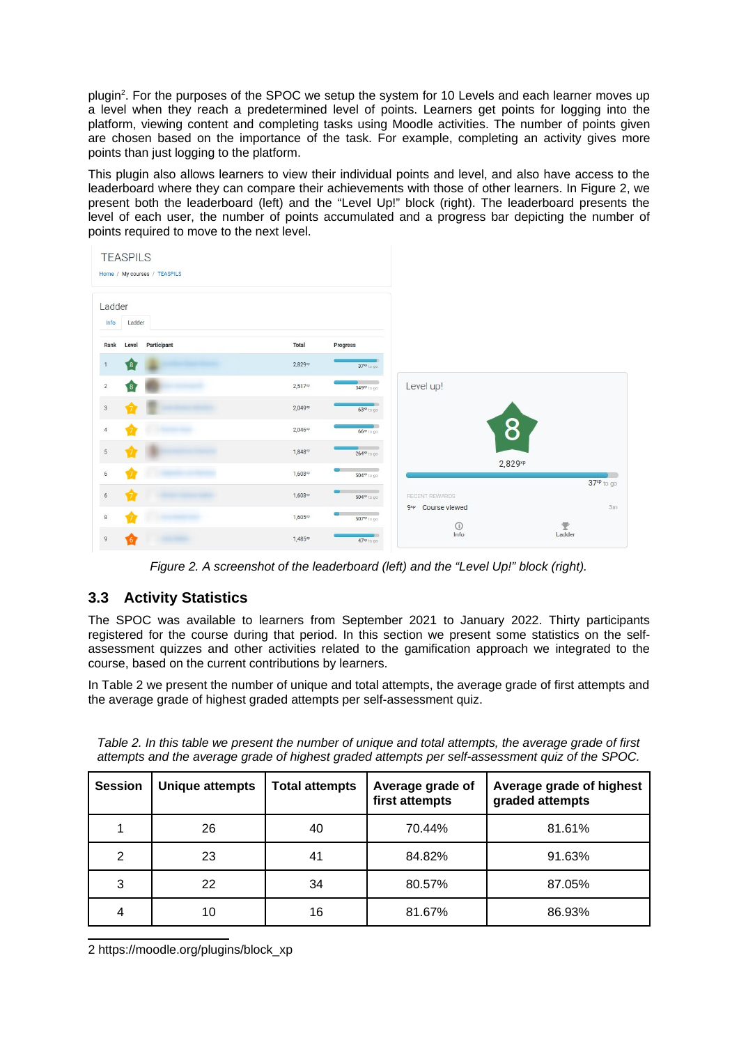plugin[2]. For the purposes of the SPOC we setup the system for 10 Levels and each learner moves up a level when they reach a predetermined level of points. Learners get points for logging into the platform, viewing content and completing tasks using Moodle activities. The number of points given are chosen based on the importance of the task. For example, completing an activity gives more points than just logging to the platform.

This plugin also allows learners to view their individual points and level, and also have access to the leaderboard where they can compare their achievements with those of other learners. In Figure 2, we present both the leaderboard (left) and the "Level Up!" block (right). The leaderboard presents the level of each user, the number of points accumulated and a progress bar depicting the number of points required to move to the next level.

*Figure 2. A screenshot of the leaderboard (left) and the "Level Up!" block (right).*

## 3.3 Activity Statistics

The SPOC was available to learners from September 2021 to January 2022. Thirty participants registered for the course during that period. In this section we present some statistics on the self-assessment quizzes and other activities related to the gamification approach we integrated to the course, based on the current contributions by learners.

In Table 2 we present the number of unique and total attempts, the average grade of first attempts and the average grade of highest graded attempts per self-assessment quiz.

*Table 2. In this table we present the number of unique and total attempts, the average grade of first attempts and the average grade of highest graded attempts per self-assessment quiz of the SPOC.*

| Session | Unique attempts | Total attempts | Average grade of first attempts | Average grade of highest graded attempts |
|---|---|---|---|---|
| 1 | 26 | 40 | 70.44% | 81.61% |
| 2 | 23 | 41 | 84.82% | 91.63% |
| 3 | 22 | 34 | 80.57% | 87.05% |
| 4 | 10 | 16 | 81.67% | 86.93% |

2 https://moodle.org/plugins/block_xp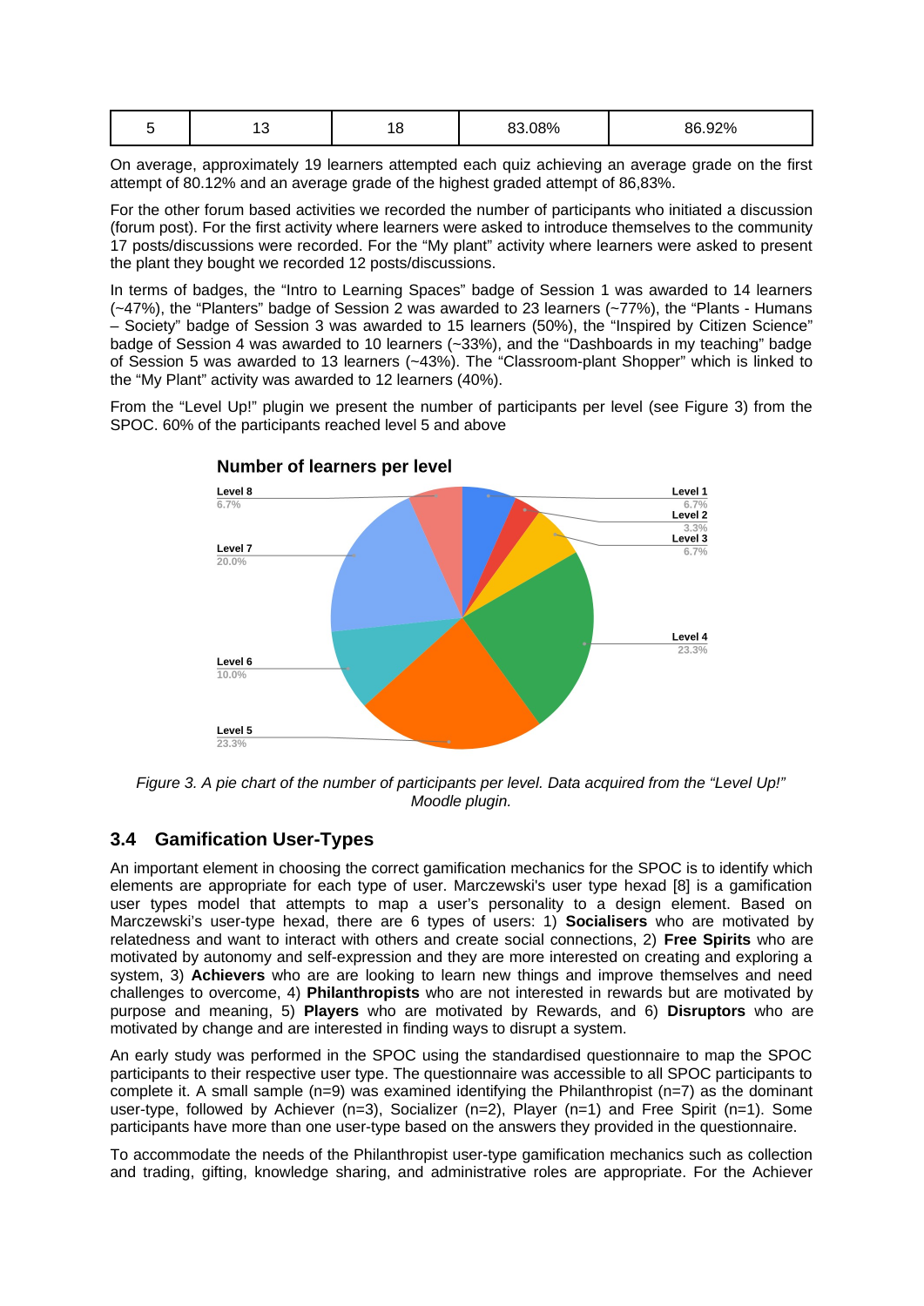| 5 | 13 | 18 | 83.08% | 86.92% |
|---|---|---|---|---|

On average, approximately 19 learners attempted each quiz achieving an average grade on the first attempt of 80.12% and an average grade of the highest graded attempt of 86,83%.

For the other forum based activities we recorded the number of participants who initiated a discussion (forum post). For the first activity where learners were asked to introduce themselves to the community 17 posts/discussions were recorded. For the "My plant" activity where learners were asked to present the plant they bought we recorded 12 posts/discussions.

In terms of badges, the "Intro to Learning Spaces" badge of Session 1 was awarded to 14 learners (~47%), the "Planters" badge of Session 2 was awarded to 23 learners (~77%), the "Plants - Humans – Society" badge of Session 3 was awarded to 15 learners (50%), the "Inspired by Citizen Science" badge of Session 4 was awarded to 10 learners (~33%), and the "Dashboards in my teaching" badge of Session 5 was awarded to 13 learners (~43%). The "Classroom-plant Shopper" which is linked to the "My Plant" activity was awarded to 12 learners (40%).

From the "Level Up!" plugin we present the number of participants per level (see Figure 3) from the SPOC. 60% of the participants reached level 5 and above

**Number of learners per level**

| Level | Percentage |
|---|---|
| Level 1 | 6.7% |
| Level 2 | 3.3% |
| Level 3 | 6.7% |
| Level 4 | 23.3% |
| Level 5 | 23.3% |
| Level 6 | 10.0% |
| Level 7 | 20.0% |
| Level 8 | 6.7% |

*Figure 3. A pie chart of the number of participants per level. Data acquired from the "Level Up!" Moodle plugin.*

## 3.4 Gamification User-Types

An important element in choosing the correct gamification mechanics for the SPOC is to identify which elements are appropriate for each type of user. Marczewski's user type hexad [8] is a gamification user types model that attempts to map a user's personality to a design element. Based on Marczewski's user-type hexad, there are 6 types of users: 1) **Socialisers** who are motivated by relatedness and want to interact with others and create social connections, 2) **Free Spirits** who are motivated by autonomy and self-expression and they are more interested on creating and exploring a system, 3) **Achievers** who are are looking to learn new things and improve themselves and need challenges to overcome, 4) **Philanthropists** who are not interested in rewards but are motivated by purpose and meaning, 5) **Players** who are motivated by Rewards, and 6) **Disruptors** who are motivated by change and are interested in finding ways to disrupt a system.

An early study was performed in the SPOC using the standardised questionnaire to map the SPOC participants to their respective user type. The questionnaire was accessible to all SPOC participants to complete it. A small sample (n=9) was examined identifying the Philanthropist (n=7) as the dominant user-type, followed by Achiever (n=3), Socializer (n=2), Player (n=1) and Free Spirit (n=1). Some participants have more than one user-type based on the answers they provided in the questionnaire.

To accommodate the needs of the Philanthropist user-type gamification mechanics such as collection and trading, gifting, knowledge sharing, and administrative roles are appropriate. For the Achiever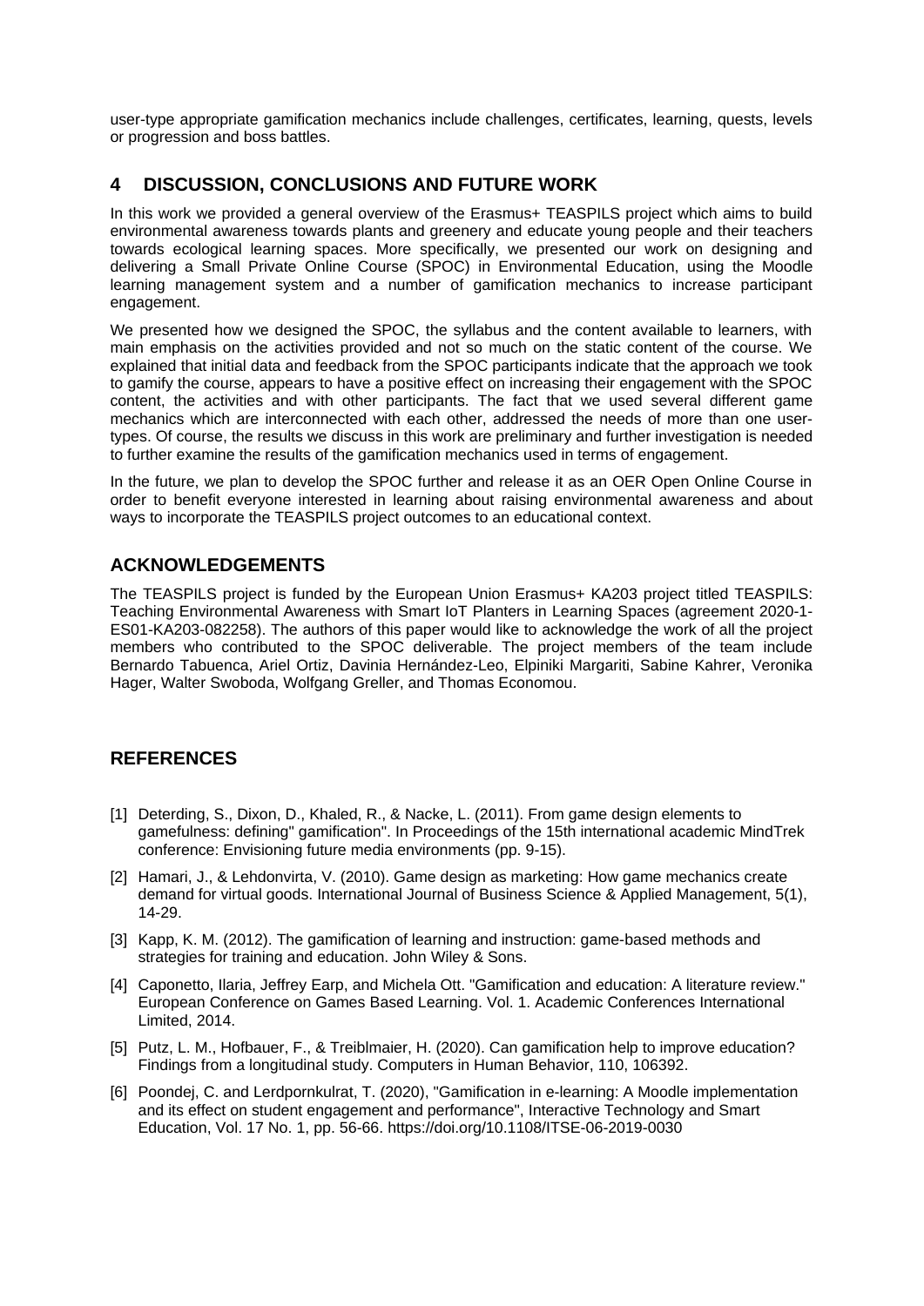user-type appropriate gamification mechanics include challenges, certificates, learning, quests, levels or progression and boss battles.

## 4 DISCUSSION, CONCLUSIONS AND FUTURE WORK

In this work we provided a general overview of the Erasmus+ TEASPILS project which aims to build environmental awareness towards plants and greenery and educate young people and their teachers towards ecological learning spaces. More specifically, we presented our work on designing and delivering a Small Private Online Course (SPOC) in Environmental Education, using the Moodle learning management system and a number of gamification mechanics to increase participant engagement.

We presented how we designed the SPOC, the syllabus and the content available to learners, with main emphasis on the activities provided and not so much on the static content of the course. We explained that initial data and feedback from the SPOC participants indicate that the approach we took to gamify the course, appears to have a positive effect on increasing their engagement with the SPOC content, the activities and with other participants. The fact that we used several different game mechanics which are interconnected with each other, addressed the needs of more than one user-types. Of course, the results we discuss in this work are preliminary and further investigation is needed to further examine the results of the gamification mechanics used in terms of engagement.

In the future, we plan to develop the SPOC further and release it as an OER Open Online Course in order to benefit everyone interested in learning about raising environmental awareness and about ways to incorporate the TEASPILS project outcomes to an educational context.

## ACKNOWLEDGEMENTS

The TEASPILS project is funded by the European Union Erasmus+ KA203 project titled TEASPILS: Teaching Environmental Awareness with Smart IoT Planters in Learning Spaces (agreement 2020-1-ES01-KA203-082258). The authors of this paper would like to acknowledge the work of all the project members who contributed to the SPOC deliverable. The project members of the team include Bernardo Tabuenca, Ariel Ortiz, Davinia Hernández-Leo, Elpiniki Margariti, Sabine Kahrer, Veronika Hager, Walter Swoboda, Wolfgang Greller, and Thomas Economou.

## REFERENCES

[1] Deterding, S., Dixon, D., Khaled, R., & Nacke, L. (2011). From game design elements to gamefulness: defining" gamification". In Proceedings of the 15th international academic MindTrek conference: Envisioning future media environments (pp. 9-15).

[2] Hamari, J., & Lehdonvirta, V. (2010). Game design as marketing: How game mechanics create demand for virtual goods. International Journal of Business Science & Applied Management, 5(1), 14-29.

[3] Kapp, K. M. (2012). The gamification of learning and instruction: game-based methods and strategies for training and education. John Wiley & Sons.

[4] Caponetto, Ilaria, Jeffrey Earp, and Michela Ott. "Gamification and education: A literature review." European Conference on Games Based Learning. Vol. 1. Academic Conferences International Limited, 2014.

[5] Putz, L. M., Hofbauer, F., & Treiblmaier, H. (2020). Can gamification help to improve education? Findings from a longitudinal study. Computers in Human Behavior, 110, 106392.

[6] Poondej, C. and Lerdpornkulrat, T. (2020), "Gamification in e-learning: A Moodle implementation and its effect on student engagement and performance", Interactive Technology and Smart Education, Vol. 17 No. 1, pp. 56-66. https://doi.org/10.1108/ITSE-06-2019-0030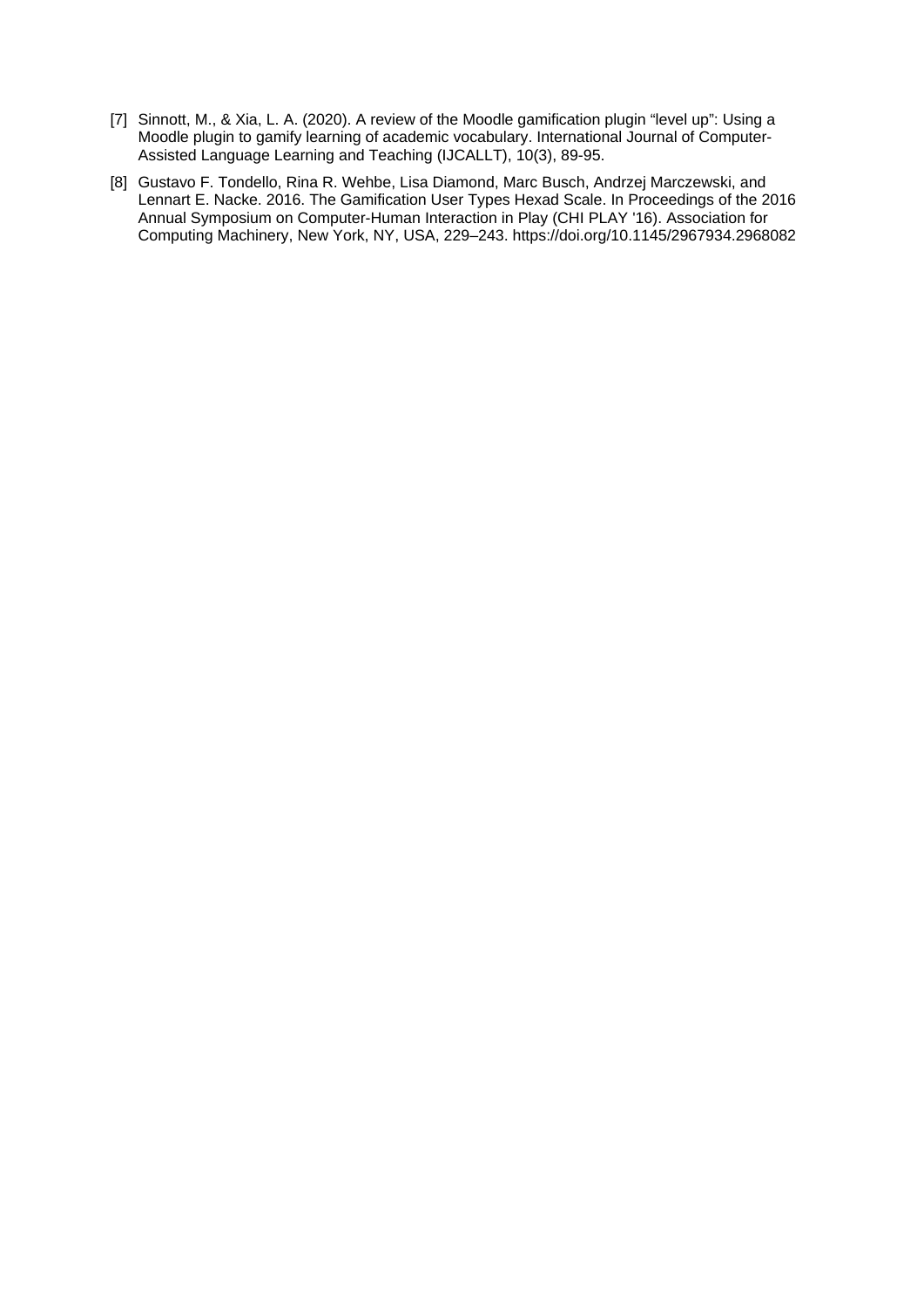[7] Sinnott, M., & Xia, L. A. (2020). A review of the Moodle gamification plugin “level up”: Using a Moodle plugin to gamify learning of academic vocabulary. International Journal of Computer-Assisted Language Learning and Teaching (IJCALLT), 10(3), 89-95.

[8] Gustavo F. Tondello, Rina R. Wehbe, Lisa Diamond, Marc Busch, Andrzej Marczewski, and Lennart E. Nacke. 2016. The Gamification User Types Hexad Scale. In Proceedings of the 2016 Annual Symposium on Computer-Human Interaction in Play (CHI PLAY '16). Association for Computing Machinery, New York, NY, USA, 229–243. https://doi.org/10.1145/2967934.2968082